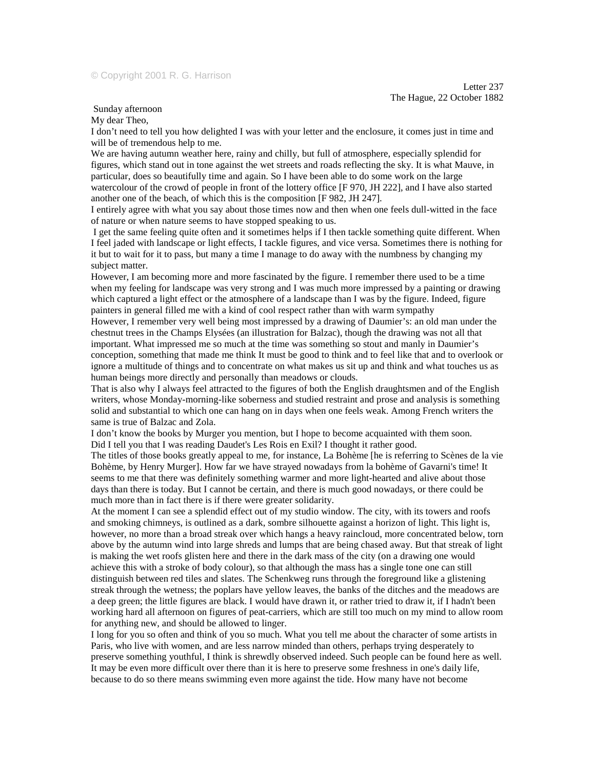© Copyright 2001 R. G. Harrison

Letter 237
The Hague, 22 October 1882

Sunday afternoon

My dear Theo,

I don't need to tell you how delighted I was with your letter and the enclosure, it comes just in time and will be of tremendous help to me.

We are having autumn weather here, rainy and chilly, but full of atmosphere, especially splendid for figures, which stand out in tone against the wet streets and roads reflecting the sky. It is what Mauve, in particular, does so beautifully time and again. So I have been able to do some work on the large watercolour of the crowd of people in front of the lottery office [F 970, JH 222], and I have also started another one of the beach, of which this is the composition [F 982, JH 247].

I entirely agree with what you say about those times now and then when one feels dull-witted in the face of nature or when nature seems to have stopped speaking to us.

I get the same feeling quite often and it sometimes helps if I then tackle something quite different. When I feel jaded with landscape or light effects, I tackle figures, and vice versa. Sometimes there is nothing for it but to wait for it to pass, but many a time I manage to do away with the numbness by changing my subject matter.

However, I am becoming more and more fascinated by the figure. I remember there used to be a time when my feeling for landscape was very strong and I was much more impressed by a painting or drawing which captured a light effect or the atmosphere of a landscape than I was by the figure. Indeed, figure painters in general filled me with a kind of cool respect rather than with warm sympathy

However, I remember very well being most impressed by a drawing of Daumier's: an old man under the chestnut trees in the Champs Elysées (an illustration for Balzac), though the drawing was not all that important. What impressed me so much at the time was something so stout and manly in Daumier's conception, something that made me think It must be good to think and to feel like that and to overlook or ignore a multitude of things and to concentrate on what makes us sit up and think and what touches us as human beings more directly and personally than meadows or clouds.

That is also why I always feel attracted to the figures of both the English draughtsmen and of the English writers, whose Monday-morning-like soberness and studied restraint and prose and analysis is something solid and substantial to which one can hang on in days when one feels weak. Among French writers the same is true of Balzac and Zola.

I don't know the books by Murger you mention, but I hope to become acquainted with them soon.

Did I tell you that I was reading Daudet's Les Rois en Exil? I thought it rather good.

The titles of those books greatly appeal to me, for instance, La Bohème [he is referring to Scènes de la vie Bohème, by Henry Murger]. How far we have strayed nowadays from la bohème of Gavarni's time! It seems to me that there was definitely something warmer and more light-hearted and alive about those days than there is today. But I cannot be certain, and there is much good nowadays, or there could be much more than in fact there is if there were greater solidarity.

At the moment I can see a splendid effect out of my studio window. The city, with its towers and roofs and smoking chimneys, is outlined as a dark, sombre silhouette against a horizon of light. This light is, however, no more than a broad streak over which hangs a heavy raincloud, more concentrated below, torn above by the autumn wind into large shreds and lumps that are being chased away. But that streak of light is making the wet roofs glisten here and there in the dark mass of the city (on a drawing one would achieve this with a stroke of body colour), so that although the mass has a single tone one can still distinguish between red tiles and slates. The Schenkweg runs through the foreground like a glistening streak through the wetness; the poplars have yellow leaves, the banks of the ditches and the meadows are a deep green; the little figures are black. I would have drawn it, or rather tried to draw it, if I hadn't been working hard all afternoon on figures of peat-carriers, which are still too much on my mind to allow room for anything new, and should be allowed to linger.

I long for you so often and think of you so much. What you tell me about the character of some artists in Paris, who live with women, and are less narrow minded than others, perhaps trying desperately to preserve something youthful, I think is shrewdly observed indeed. Such people can be found here as well. It may be even more difficult over there than it is here to preserve some freshness in one's daily life, because to do so there means swimming even more against the tide. How many have not become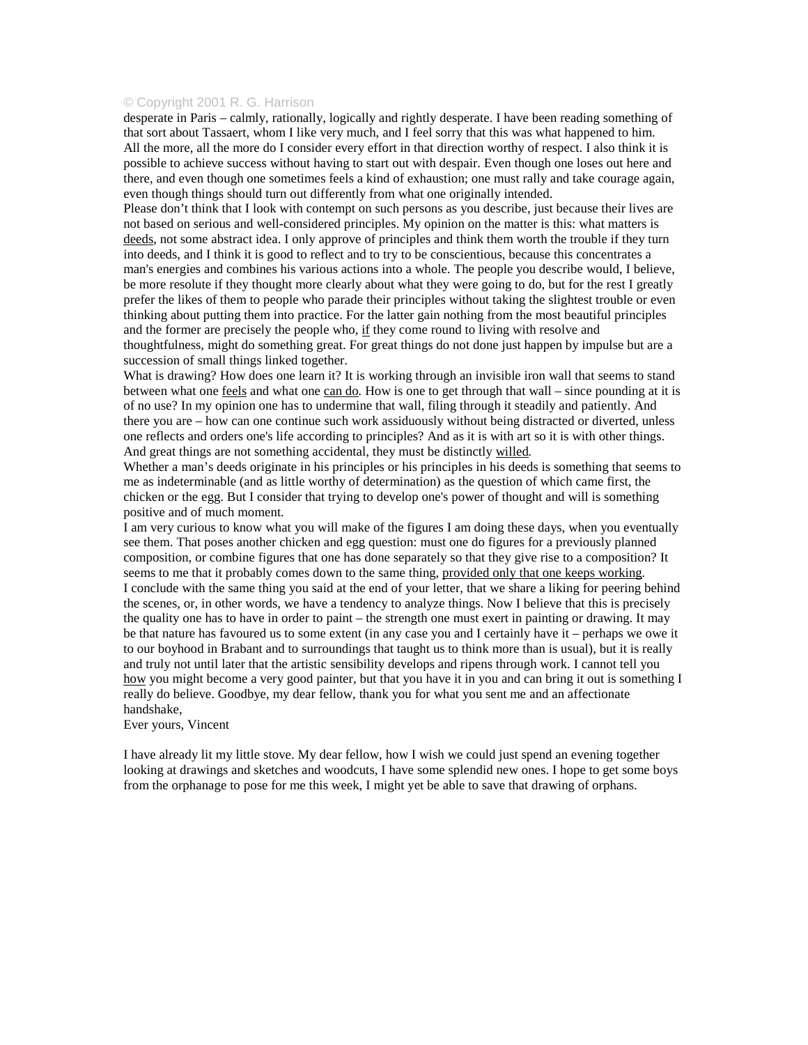desperate in Paris – calmly, rationally, logically and rightly desperate. I have been reading something of that sort about Tassaert, whom I like very much, and I feel sorry that this was what happened to him.
All the more, all the more do I consider every effort in that direction worthy of respect. I also think it is possible to achieve success without having to start out with despair. Even though one loses out here and there, and even though one sometimes feels a kind of exhaustion; one must rally and take courage again, even though things should turn out differently from what one originally intended.

Please don't think that I look with contempt on such persons as you describe, just because their lives are not based on serious and well-considered principles. My opinion on the matter is this: what matters is deeds, not some abstract idea. I only approve of principles and think them worth the trouble if they turn into deeds, and I think it is good to reflect and to try to be conscientious, because this concentrates a man's energies and combines his various actions into a whole. The people you describe would, I believe, be more resolute if they thought more clearly about what they were going to do, but for the rest I greatly prefer the likes of them to people who parade their principles without taking the slightest trouble or even thinking about putting them into practice. For the latter gain nothing from the most beautiful principles and the former are precisely the people who, if they come round to living with resolve and thoughtfulness, might do something great. For great things do not done just happen by impulse but are a succession of small things linked together.

What is drawing? How does one learn it? It is working through an invisible iron wall that seems to stand between what one feels and what one can do. How is one to get through that wall – since pounding at it is of no use? In my opinion one has to undermine that wall, filing through it steadily and patiently. And there you are – how can one continue such work assiduously without being distracted or diverted, unless one reflects and orders one's life according to principles? And as it is with art so it is with other things. And great things are not something accidental, they must be distinctly willed.

Whether a man's deeds originate in his principles or his principles in his deeds is something that seems to me as indeterminable (and as little worthy of determination) as the question of which came first, the chicken or the egg. But I consider that trying to develop one's power of thought and will is something positive and of much moment.

I am very curious to know what you will make of the figures I am doing these days, when you eventually see them. That poses another chicken and egg question: must one do figures for a previously planned composition, or combine figures that one has done separately so that they give rise to a composition? It seems to me that it probably comes down to the same thing, provided only that one keeps working.

I conclude with the same thing you said at the end of your letter, that we share a liking for peering behind the scenes, or, in other words, we have a tendency to analyze things. Now I believe that this is precisely the quality one has to have in order to paint – the strength one must exert in painting or drawing. It may be that nature has favoured us to some extent (in any case you and I certainly have it – perhaps we owe it to our boyhood in Brabant and to surroundings that taught us to think more than is usual), but it is really and truly not until later that the artistic sensibility develops and ripens through work. I cannot tell you how you might become a very good painter, but that you have it in you and can bring it out is something I really do believe. Goodbye, my dear fellow, thank you for what you sent me and an affectionate handshake,

Ever yours, Vincent

I have already lit my little stove. My dear fellow, how I wish we could just spend an evening together looking at drawings and sketches and woodcuts, I have some splendid new ones. I hope to get some boys from the orphanage to pose for me this week, I might yet be able to save that drawing of orphans.